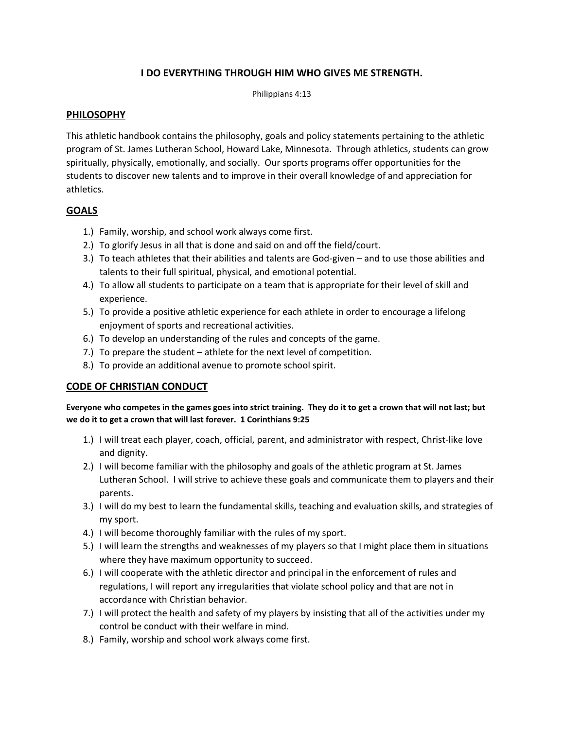**I DO EVERYTHING THROUGH HIM WHO GIVES ME STRENGTH.**

Philippians 4:13

## PHILOSOPHY

This athletic handbook contains the philosophy, goals and policy statements pertaining to the athletic program of St. James Lutheran School, Howard Lake, Minnesota. Through athletics, students can grow spiritually, physically, emotionally, and socially. Our sports programs offer opportunities for the students to discover new talents and to improve in their overall knowledge of and appreciation for athletics.

## GOALS

1.) Family, worship, and school work always come first.
2.) To glorify Jesus in all that is done and said on and off the field/court.
3.) To teach athletes that their abilities and talents are God-given – and to use those abilities and talents to their full spiritual, physical, and emotional potential.
4.) To allow all students to participate on a team that is appropriate for their level of skill and experience.
5.) To provide a positive athletic experience for each athlete in order to encourage a lifelong enjoyment of sports and recreational activities.
6.) To develop an understanding of the rules and concepts of the game.
7.) To prepare the student – athlete for the next level of competition.
8.) To provide an additional avenue to promote school spirit.

## CODE OF CHRISTIAN CONDUCT

**Everyone who competes in the games goes into strict training. They do it to get a crown that will not last; but we do it to get a crown that will last forever. 1 Corinthians 9:25**

1.) I will treat each player, coach, official, parent, and administrator with respect, Christ-like love and dignity.
2.) I will become familiar with the philosophy and goals of the athletic program at St. James Lutheran School. I will strive to achieve these goals and communicate them to players and their parents.
3.) I will do my best to learn the fundamental skills, teaching and evaluation skills, and strategies of my sport.
4.) I will become thoroughly familiar with the rules of my sport.
5.) I will learn the strengths and weaknesses of my players so that I might place them in situations where they have maximum opportunity to succeed.
6.) I will cooperate with the athletic director and principal in the enforcement of rules and regulations, I will report any irregularities that violate school policy and that are not in accordance with Christian behavior.
7.) I will protect the health and safety of my players by insisting that all of the activities under my control be conduct with their welfare in mind.
8.) Family, worship and school work always come first.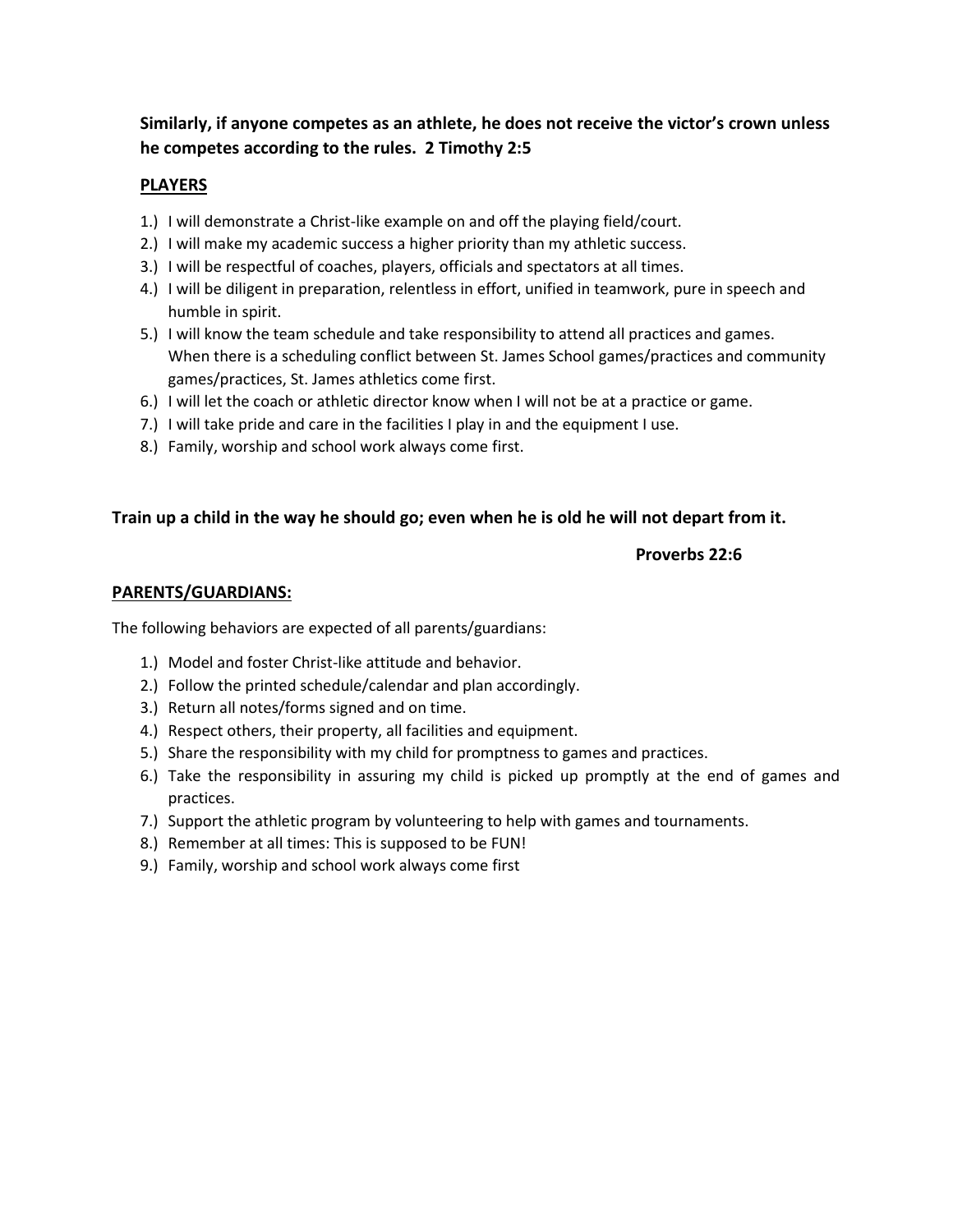**Similarly, if anyone competes as an athlete, he does not receive the victor's crown unless he competes according to the rules. 2 Timothy 2:5**

## PLAYERS

1.) I will demonstrate a Christ-like example on and off the playing field/court.
2.) I will make my academic success a higher priority than my athletic success.
3.) I will be respectful of coaches, players, officials and spectators at all times.
4.) I will be diligent in preparation, relentless in effort, unified in teamwork, pure in speech and humble in spirit.
5.) I will know the team schedule and take responsibility to attend all practices and games. When there is a scheduling conflict between St. James School games/practices and community games/practices, St. James athletics come first.
6.) I will let the coach or athletic director know when I will not be at a practice or game.
7.) I will take pride and care in the facilities I play in and the equipment I use.
8.) Family, worship and school work always come first.

**Train up a child in the way he should go; even when he is old he will not depart from it.**

**Proverbs 22:6**

## PARENTS/GUARDIANS:

The following behaviors are expected of all parents/guardians:

1.) Model and foster Christ-like attitude and behavior.
2.) Follow the printed schedule/calendar and plan accordingly.
3.) Return all notes/forms signed and on time.
4.) Respect others, their property, all facilities and equipment.
5.) Share the responsibility with my child for promptness to games and practices.
6.) Take the responsibility in assuring my child is picked up promptly at the end of games and practices.
7.) Support the athletic program by volunteering to help with games and tournaments.
8.) Remember at all times: This is supposed to be FUN!
9.) Family, worship and school work always come first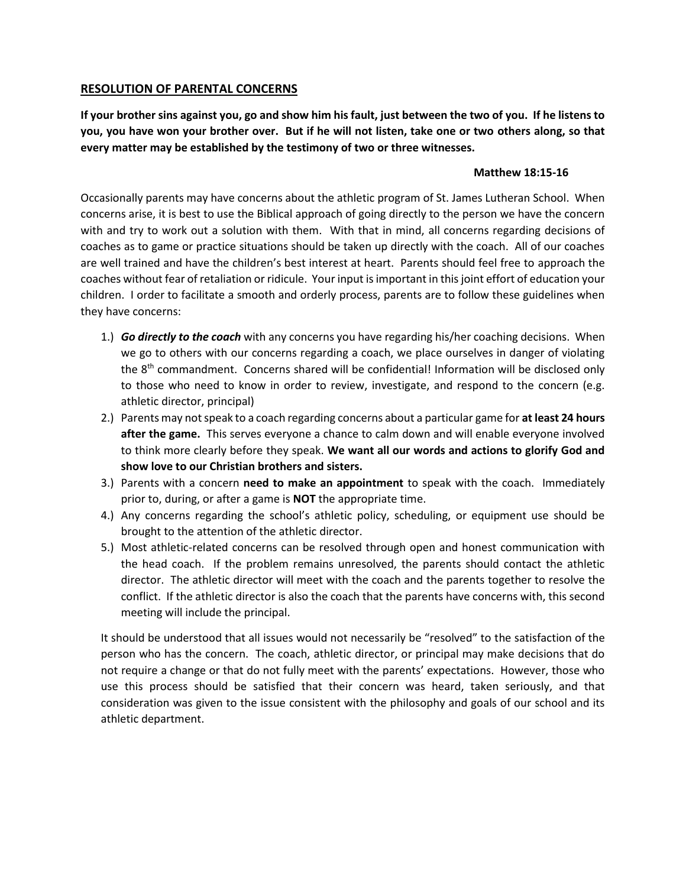## RESOLUTION OF PARENTAL CONCERNS

**If your brother sins against you, go and show him his fault, just between the two of you. If he listens to you, you have won your brother over. But if he will not listen, take one or two others along, so that every matter may be established by the testimony of two or three witnesses.**

**Matthew 18:15-16**

Occasionally parents may have concerns about the athletic program of St. James Lutheran School. When concerns arise, it is best to use the Biblical approach of going directly to the person we have the concern with and try to work out a solution with them. With that in mind, all concerns regarding decisions of coaches as to game or practice situations should be taken up directly with the coach. All of our coaches are well trained and have the children's best interest at heart. Parents should feel free to approach the coaches without fear of retaliation or ridicule. Your input is important in this joint effort of education your children. I order to facilitate a smooth and orderly process, parents are to follow these guidelines when they have concerns:

1.) ***Go directly to the coach*** with any concerns you have regarding his/her coaching decisions. When we go to others with our concerns regarding a coach, we place ourselves in danger of violating the 8th commandment. Concerns shared will be confidential! Information will be disclosed only to those who need to know in order to review, investigate, and respond to the concern (e.g. athletic director, principal)
2.) Parents may not speak to a coach regarding concerns about a particular game for **at least 24 hours after the game.** This serves everyone a chance to calm down and will enable everyone involved to think more clearly before they speak. **We want all our words and actions to glorify God and show love to our Christian brothers and sisters.**
3.) Parents with a concern **need to make an appointment** to speak with the coach. Immediately prior to, during, or after a game is **NOT** the appropriate time.
4.) Any concerns regarding the school's athletic policy, scheduling, or equipment use should be brought to the attention of the athletic director.
5.) Most athletic-related concerns can be resolved through open and honest communication with the head coach. If the problem remains unresolved, the parents should contact the athletic director. The athletic director will meet with the coach and the parents together to resolve the conflict. If the athletic director is also the coach that the parents have concerns with, this second meeting will include the principal.

It should be understood that all issues would not necessarily be "resolved" to the satisfaction of the person who has the concern. The coach, athletic director, or principal may make decisions that do not require a change or that do not fully meet with the parents' expectations. However, those who use this process should be satisfied that their concern was heard, taken seriously, and that consideration was given to the issue consistent with the philosophy and goals of our school and its athletic department.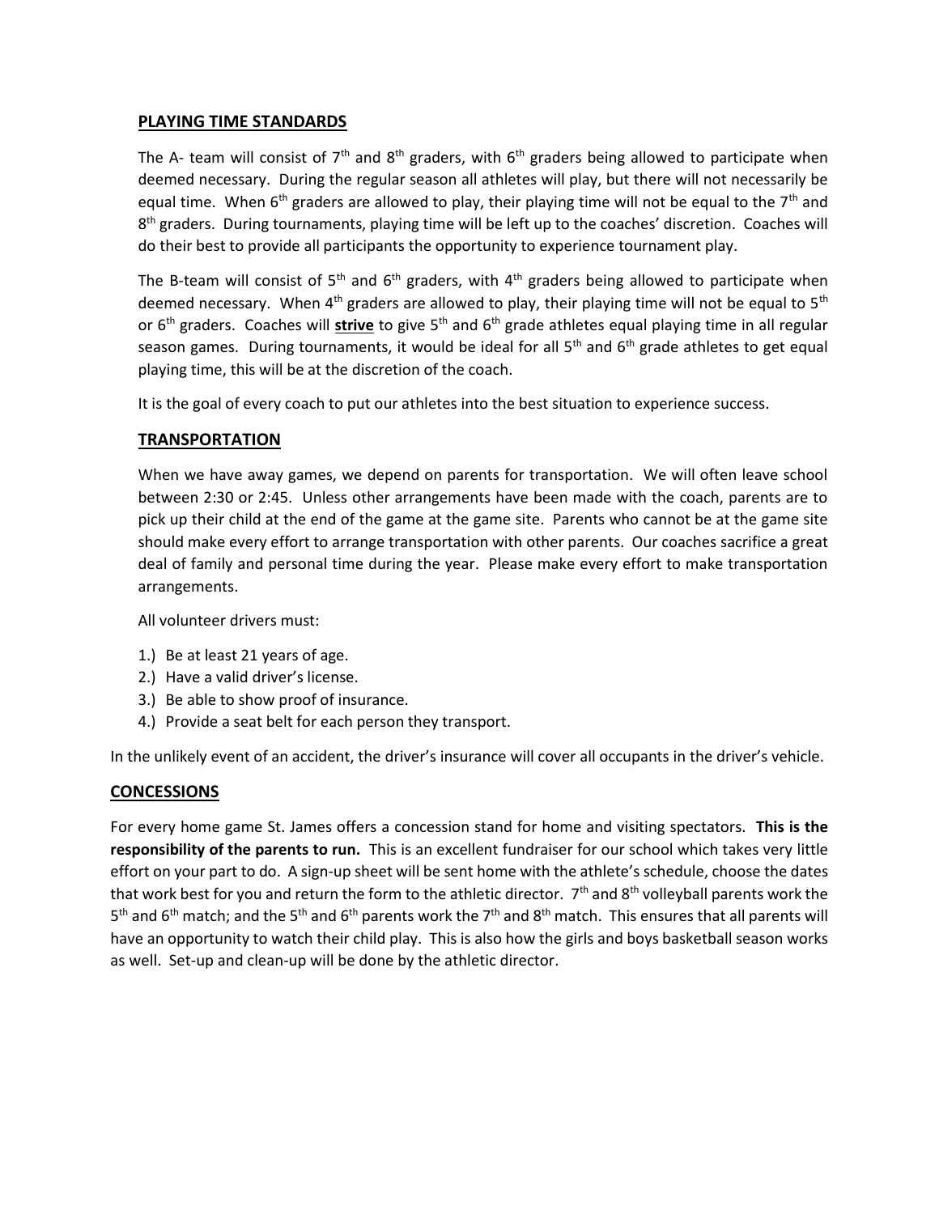## PLAYING TIME STANDARDS

The A- team will consist of 7th and 8th graders, with 6th graders being allowed to participate when deemed necessary. During the regular season all athletes will play, but there will not necessarily be equal time. When 6th graders are allowed to play, their playing time will not be equal to the 7th and 8th graders. During tournaments, playing time will be left up to the coaches' discretion. Coaches will do their best to provide all participants the opportunity to experience tournament play.

The B-team will consist of 5th and 6th graders, with 4th graders being allowed to participate when deemed necessary. When 4th graders are allowed to play, their playing time will not be equal to 5th or 6th graders. Coaches will **strive** to give 5th and 6th grade athletes equal playing time in all regular season games. During tournaments, it would be ideal for all 5th and 6th grade athletes to get equal playing time, this will be at the discretion of the coach.

It is the goal of every coach to put our athletes into the best situation to experience success.

## TRANSPORTATION

When we have away games, we depend on parents for transportation. We will often leave school between 2:30 or 2:45. Unless other arrangements have been made with the coach, parents are to pick up their child at the end of the game at the game site. Parents who cannot be at the game site should make every effort to arrange transportation with other parents. Our coaches sacrifice a great deal of family and personal time during the year. Please make every effort to make transportation arrangements.

All volunteer drivers must:

1.) Be at least 21 years of age.
2.) Have a valid driver's license.
3.) Be able to show proof of insurance.
4.) Provide a seat belt for each person they transport.

In the unlikely event of an accident, the driver's insurance will cover all occupants in the driver's vehicle.

## CONCESSIONS

For every home game St. James offers a concession stand for home and visiting spectators. **This is the responsibility of the parents to run.** This is an excellent fundraiser for our school which takes very little effort on your part to do. A sign-up sheet will be sent home with the athlete's schedule, choose the dates that work best for you and return the form to the athletic director. 7th and 8th volleyball parents work the 5th and 6th match; and the 5th and 6th parents work the 7th and 8th match. This ensures that all parents will have an opportunity to watch their child play. This is also how the girls and boys basketball season works as well. Set-up and clean-up will be done by the athletic director.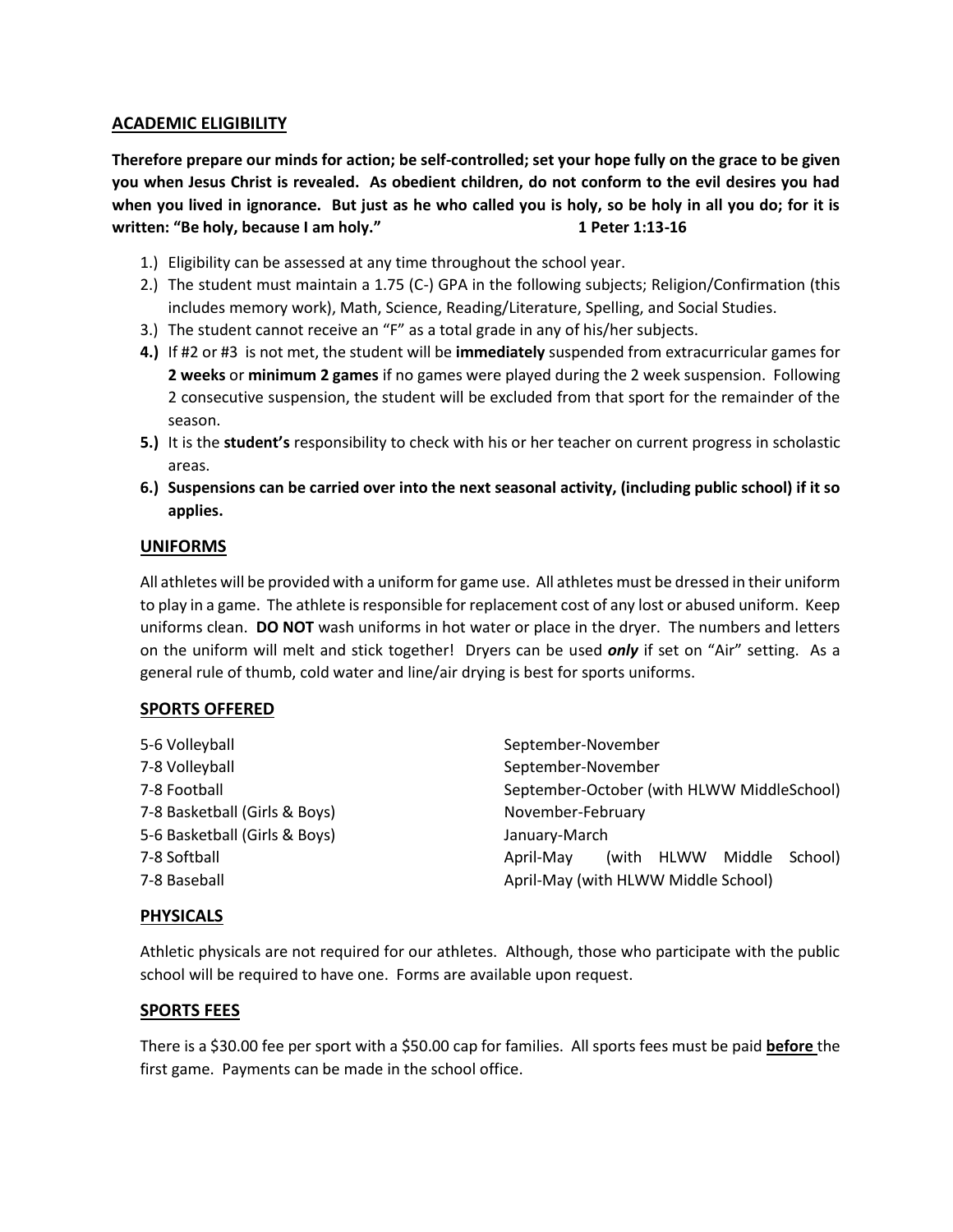## ACADEMIC ELIGIBILITY

**Therefore prepare our minds for action; be self-controlled; set your hope fully on the grace to be given you when Jesus Christ is revealed. As obedient children, do not conform to the evil desires you had when you lived in ignorance. But just as he who called you is holy, so be holy in all you do; for it is written: "Be holy, because I am holy." 1 Peter 1:13-16**

1.) Eligibility can be assessed at any time throughout the school year.
2.) The student must maintain a 1.75 (C-) GPA in the following subjects; Religion/Confirmation (this includes memory work), Math, Science, Reading/Literature, Spelling, and Social Studies.
3.) The student cannot receive an "F" as a total grade in any of his/her subjects.
4.) If #2 or #3 is not met, the student will be **immediately** suspended from extracurricular games for **2 weeks** or **minimum 2 games** if no games were played during the 2 week suspension. Following 2 consecutive suspension, the student will be excluded from that sport for the remainder of the season.
5.) It is the **student's** responsibility to check with his or her teacher on current progress in scholastic areas.
6.) **Suspensions can be carried over into the next seasonal activity, (including public school) if it so applies.**

## UNIFORMS

All athletes will be provided with a uniform for game use. All athletes must be dressed in their uniform to play in a game. The athlete is responsible for replacement cost of any lost or abused uniform. Keep uniforms clean. **DO NOT** wash uniforms in hot water or place in the dryer. The numbers and letters on the uniform will melt and stick together! Dryers can be used ***only*** if set on "Air" setting. As a general rule of thumb, cold water and line/air drying is best for sports uniforms.

## SPORTS OFFERED

| Sport | Season |
|---|---|
| 5-6 Volleyball | September-November |
| 7-8 Volleyball | September-November |
| 7-8 Football | September-October (with HLWW MiddleSchool) |
| 7-8 Basketball (Girls & Boys) | November-February |
| 5-6 Basketball (Girls & Boys) | January-March |
| 7-8 Softball | April-May (with HLWW Middle School) |
| 7-8 Baseball | April-May (with HLWW Middle School) |

## PHYSICALS

Athletic physicals are not required for our athletes. Although, those who participate with the public school will be required to have one. Forms are available upon request.

## SPORTS FEES

There is a $30.00 fee per sport with a $50.00 cap for families. All sports fees must be paid **before** the first game. Payments can be made in the school office.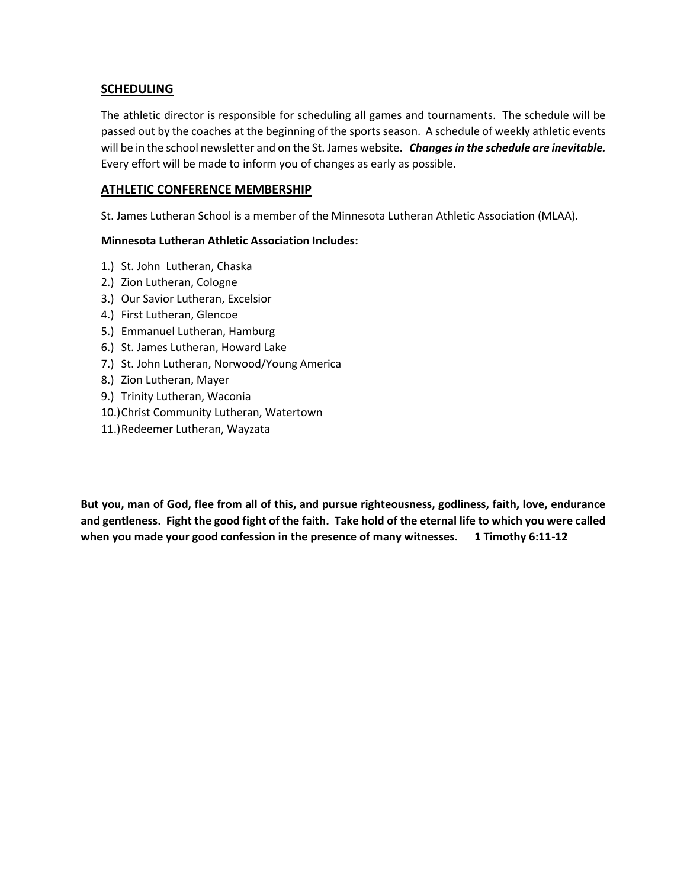## SCHEDULING

The athletic director is responsible for scheduling all games and tournaments. The schedule will be passed out by the coaches at the beginning of the sports season. A schedule of weekly athletic events will be in the school newsletter and on the St. James website. ***Changes in the schedule are inevitable.*** Every effort will be made to inform you of changes as early as possible.

## ATHLETIC CONFERENCE MEMBERSHIP

St. James Lutheran School is a member of the Minnesota Lutheran Athletic Association (MLAA).

**Minnesota Lutheran Athletic Association Includes:**

1.) St. John Lutheran, Chaska
2.) Zion Lutheran, Cologne
3.) Our Savior Lutheran, Excelsior
4.) First Lutheran, Glencoe
5.) Emmanuel Lutheran, Hamburg
6.) St. James Lutheran, Howard Lake
7.) St. John Lutheran, Norwood/Young America
8.) Zion Lutheran, Mayer
9.) Trinity Lutheran, Waconia
10.) Christ Community Lutheran, Watertown
11.) Redeemer Lutheran, Wayzata

**But you, man of God, flee from all of this, and pursue righteousness, godliness, faith, love, endurance and gentleness. Fight the good fight of the faith. Take hold of the eternal life to which you were called when you made your good confession in the presence of many witnesses. 1 Timothy 6:11-12**